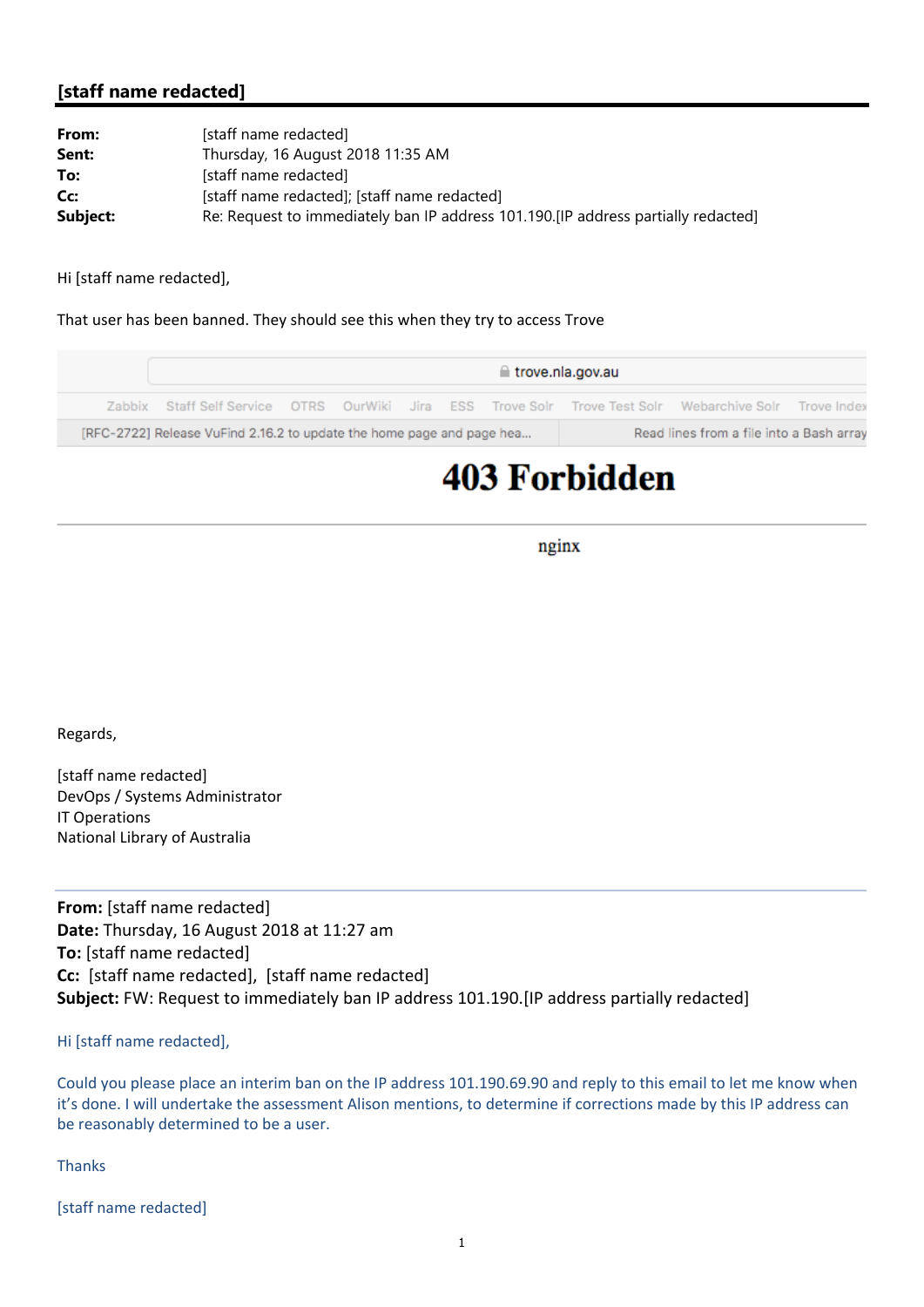## [staff name redacted]

**From:** [staff name redacted]
**Sent:** Thursday, 16 August 2018 11:35 AM
**To:** [staff name redacted]
**Cc:** [staff name redacted]; [staff name redacted]
**Subject:** Re: Request to immediately ban IP address 101.190.[IP address partially redacted]

Hi [staff name redacted],

That user has been banned. They should see this when they try to access Trove

trove.nla.gov.au

Zabbix Staff Self Service OTRS OurWiki Jira ESS Trove Solr Trove Test Solr Webarchive Solr Trove Index

[RFC-2722] Release VuFind 2.16.2 to update the home page and page hea... Read lines from a file into a Bash array

# 403 Forbidden

nginx

Regards,

[staff name redacted]
DevOps / Systems Administrator
IT Operations
National Library of Australia

---

**From:** [staff name redacted]
**Date:** Thursday, 16 August 2018 at 11:27 am
**To:** [staff name redacted]
**Cc:** [staff name redacted], [staff name redacted]
**Subject:** FW: Request to immediately ban IP address 101.190.[IP address partially redacted]

Hi [staff name redacted],

Could you please place an interim ban on the IP address 101.190.69.90 and reply to this email to let me know when it's done. I will undertake the assessment Alison mentions, to determine if corrections made by this IP address can be reasonably determined to be a user.

Thanks

[staff name redacted]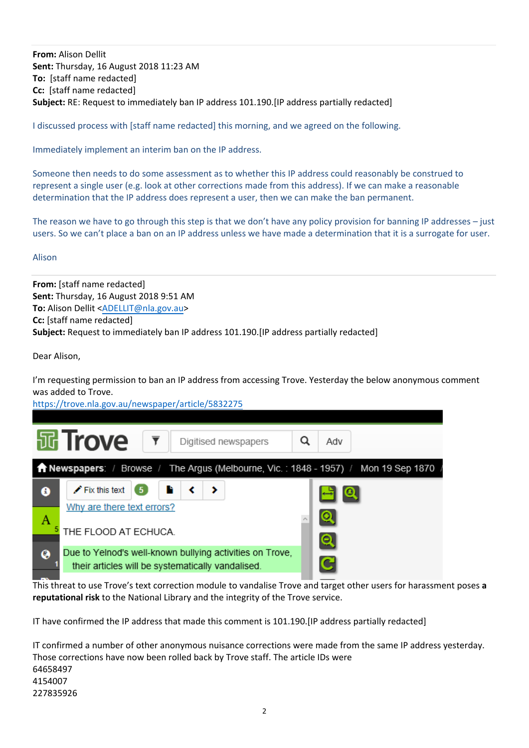**From:** Alison Dellit
**Sent:** Thursday, 16 August 2018 11:23 AM
**To:** [staff name redacted]
**Cc:** [staff name redacted]
**Subject:** RE: Request to immediately ban IP address 101.190.[IP address partially redacted]

I discussed process with [staff name redacted] this morning, and we agreed on the following.

Immediately implement an interim ban on the IP address.

Someone then needs to do some assessment as to whether this IP address could reasonably be construed to represent a single user (e.g. look at other corrections made from this address). If we can make a reasonable determination that the IP address does represent a user, then we can make the ban permanent.

The reason we have to go through this step is that we don't have any policy provision for banning IP addresses – just users. So we can't place a ban on an IP address unless we have made a determination that it is a surrogate for user.

Alison

---

**From:** [staff name redacted]
**Sent:** Thursday, 16 August 2018 9:51 AM
**To:** Alison Dellit <ADELLIT@nla.gov.au>
**Cc:** [staff name redacted]
**Subject:** Request to immediately ban IP address 101.190.[IP address partially redacted]

Dear Alison,

I'm requesting permission to ban an IP address from accessing Trove. Yesterday the below anonymous comment was added to Trove.
https://trove.nla.gov.au/newspaper/article/5832275

Trove | Digitised newspapers | Adv

Newspapers / Browse / The Argus (Melbourne, Vic. : 1848 - 1957) / Mon 19 Sep 1870

Fix this text 5

Why are there text errors?

THE FLOOD AT ECHUCA.

Due to Yelnod's well-known bullying activities on Trove, their articles will be systematically vandalised.

This threat to use Trove's text correction module to vandalise Trove and target other users for harassment poses **a reputational risk** to the National Library and the integrity of the Trove service.

IT have confirmed the IP address that made this comment is 101.190.[IP address partially redacted]

IT confirmed a number of other anonymous nuisance corrections were made from the same IP address yesterday. Those corrections have now been rolled back by Trove staff. The article IDs were
64658497
4154007
227835926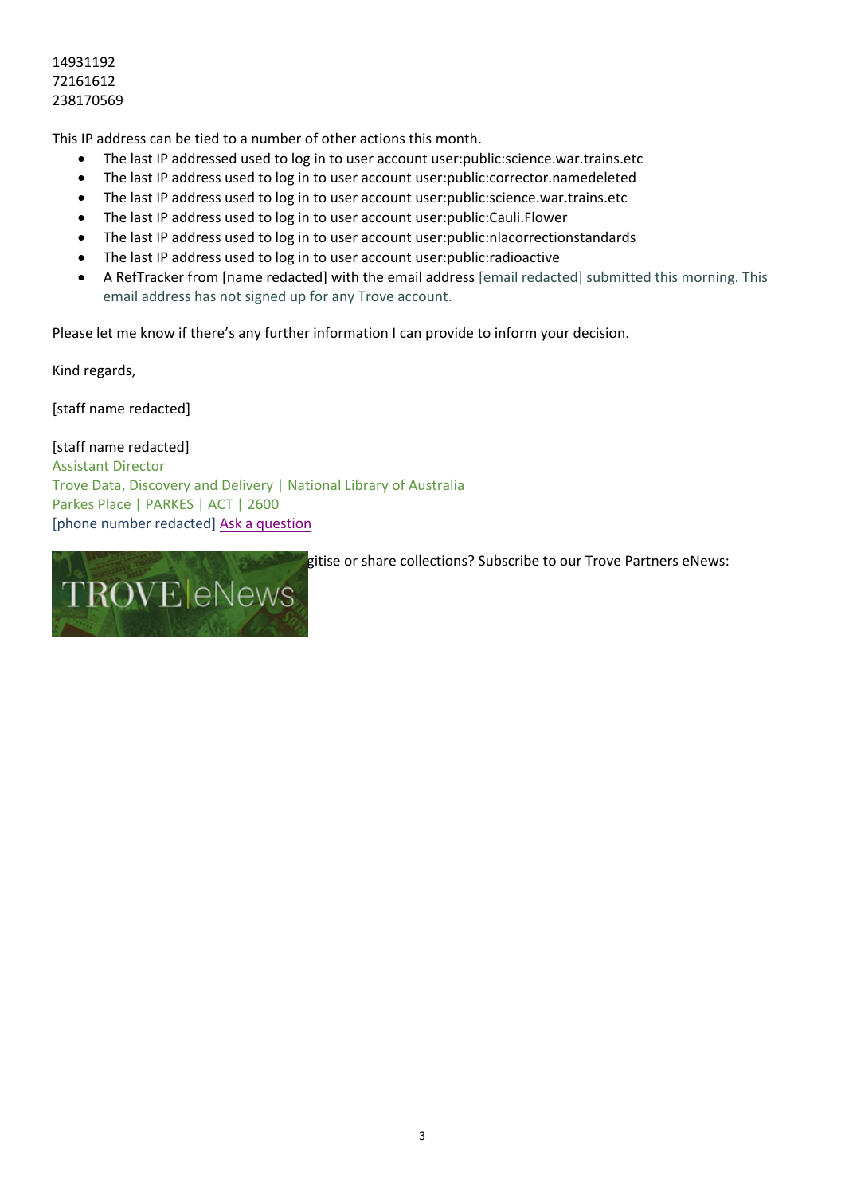14931192
72161612
238170569

This IP address can be tied to a number of other actions this month.

- The last IP addressed used to log in to user account user:public:science.war.trains.etc
- The last IP address used to log in to user account user:public:corrector.namedeleted
- The last IP address used to log in to user account user:public:science.war.trains.etc
- The last IP address used to log in to user account user:public:Cauli.Flower
- The last IP address used to log in to user account user:public:nlacorrectionstandards
- The last IP address used to log in to user account user:public:radioactive
- A RefTracker from [name redacted] with the email address [email redacted] submitted this morning. This email address has not signed up for any Trove account.

Please let me know if there's any further information I can provide to inform your decision.

Kind regards,

[staff name redacted]

[staff name redacted]
Assistant Director
Trove Data, Discovery and Delivery | National Library of Australia
Parkes Place | PARKES | ACT | 2600
[phone number redacted] Ask a question

gitise or share collections? Subscribe to our Trove Partners eNews: